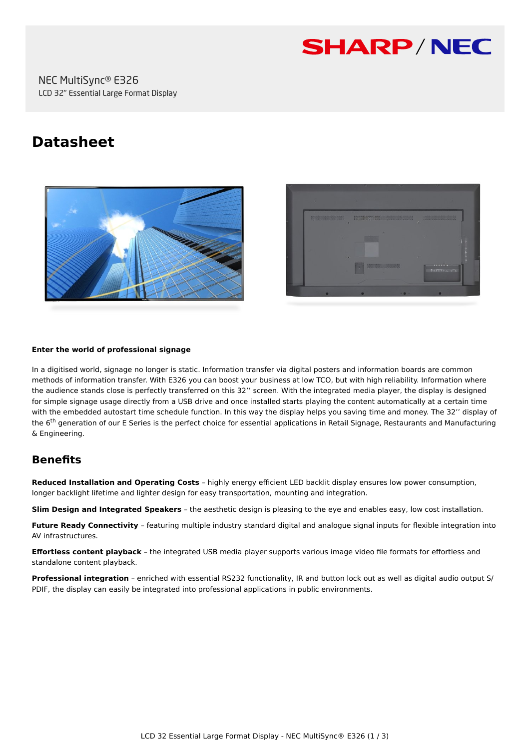SHARP / NEC

NEC MultiSync® E326

LCD 32" Essential Large Format Display

# Datasheet

**Enter the world of professional signage**

In a digitised world, signage no longer is static. Information transfer via digital posters and information boards are common methods of information transfer. With E326 you can boost your business at low TCO, but with high reliability. Information where the audience stands close is perfectly transferred on this 32'' screen. With the integrated media player, the display is designed for simple signage usage directly from a USB drive and once installed starts playing the content automatically at a certain time with the embedded autostart time schedule function. In this way the display helps you saving time and money. The 32'' display of the 6th generation of our E Series is the perfect choice for essential applications in Retail Signage, Restaurants and Manufacturing & Engineering.

## Benefits

**Reduced Installation and Operating Costs** – highly energy efficient LED backlit display ensures low power consumption, longer backlight lifetime and lighter design for easy transportation, mounting and integration.

**Slim Design and Integrated Speakers** – the aesthetic design is pleasing to the eye and enables easy, low cost installation.

**Future Ready Connectivity** – featuring multiple industry standard digital and analogue signal inputs for flexible integration into AV infrastructures.

**Effortless content playback** – the integrated USB media player supports various image video file formats for effortless and standalone content playback.

**Professional integration** – enriched with essential RS232 functionality, IR and button lock out as well as digital audio output S/PDIF, the display can easily be integrated into professional applications in public environments.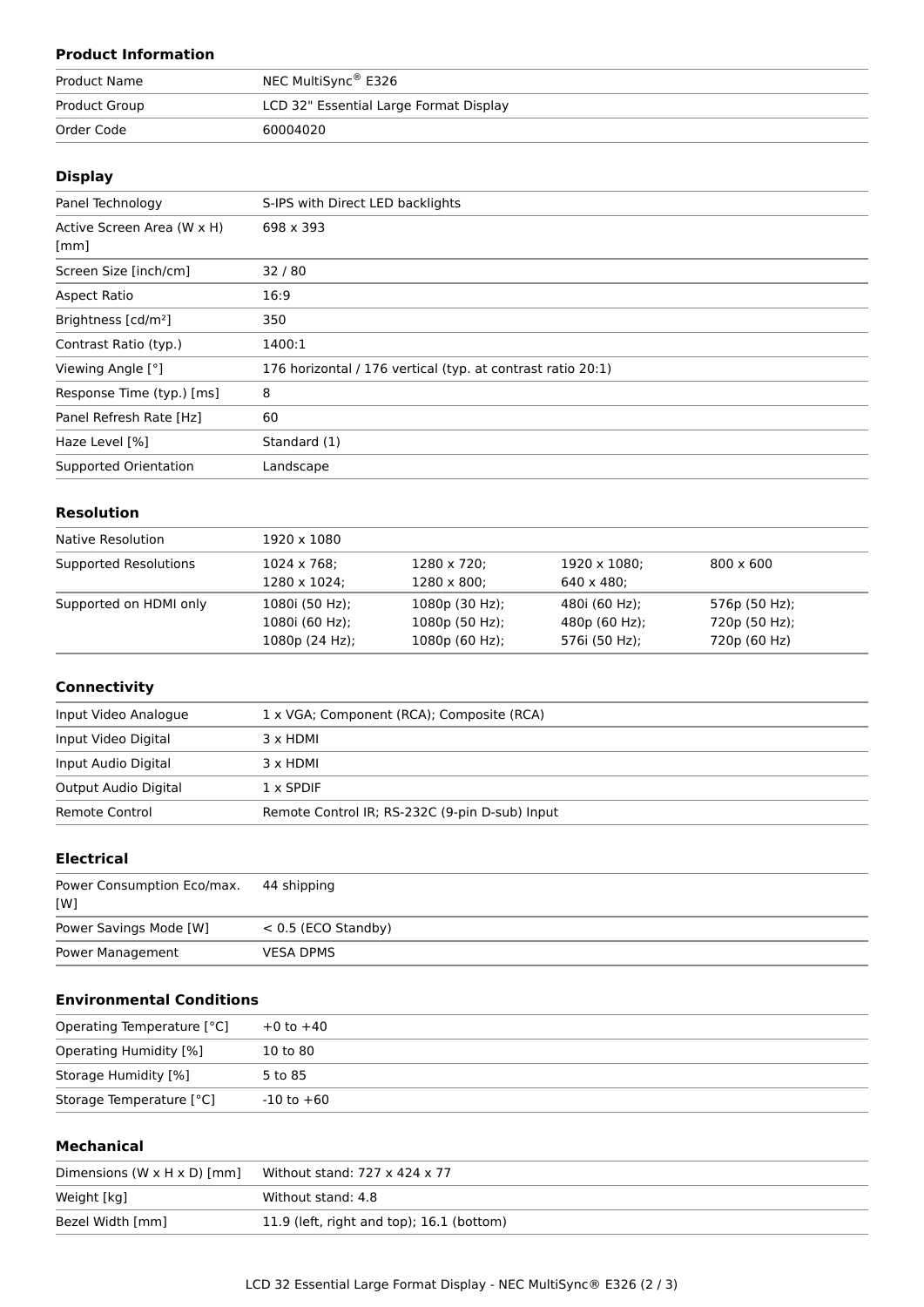### Product Information

| | |
|---|---|
| Product Name | NEC MultiSync® E326 |
| Product Group | LCD 32" Essential Large Format Display |
| Order Code | 60004020 |

### Display

| | |
|---|---|
| Panel Technology | S-IPS with Direct LED backlights |
| Active Screen Area (W x H) [mm] | 698 x 393 |
| Screen Size [inch/cm] | 32 / 80 |
| Aspect Ratio | 16:9 |
| Brightness [cd/m²] | 350 |
| Contrast Ratio (typ.) | 1400:1 |
| Viewing Angle [°] | 176 horizontal / 176 vertical (typ. at contrast ratio 20:1) |
| Response Time (typ.) [ms] | 8 |
| Panel Refresh Rate [Hz] | 60 |
| Haze Level [%] | Standard (1) |
| Supported Orientation | Landscape |

### Resolution

| | | | | |
|---|---|---|---|---|
| Native Resolution | 1920 x 1080 | | | |
| Supported Resolutions | 1024 x 768;<br>1280 x 1024; | 1280 x 720;<br>1280 x 800; | 1920 x 1080;<br>640 x 480; | 800 x 600 |
| Supported on HDMI only | 1080i (50 Hz);<br>1080i (60 Hz);<br>1080p (24 Hz); | 1080p (30 Hz);<br>1080p (50 Hz);<br>1080p (60 Hz); | 480i (60 Hz);<br>480p (60 Hz);<br>576i (50 Hz); | 576p (50 Hz);<br>720p (50 Hz);<br>720p (60 Hz) |

### Connectivity

| | |
|---|---|
| Input Video Analogue | 1 x VGA; Component (RCA); Composite (RCA) |
| Input Video Digital | 3 x HDMI |
| Input Audio Digital | 3 x HDMI |
| Output Audio Digital | 1 x SPDIF |
| Remote Control | Remote Control IR; RS-232C (9-pin D-sub) Input |

### Electrical

| | |
|---|---|
| Power Consumption Eco/max. [W] | 44 shipping |
| Power Savings Mode [W] | < 0.5 (ECO Standby) |
| Power Management | VESA DPMS |

### Environmental Conditions

| | |
|---|---|
| Operating Temperature [°C] | +0 to +40 |
| Operating Humidity [%] | 10 to 80 |
| Storage Humidity [%] | 5 to 85 |
| Storage Temperature [°C] | -10 to +60 |

### Mechanical

| | |
|---|---|
| Dimensions (W x H x D) [mm] | Without stand: 727 x 424 x 77 |
| Weight [kg] | Without stand: 4.8 |
| Bezel Width [mm] | 11.9 (left, right and top); 16.1 (bottom) |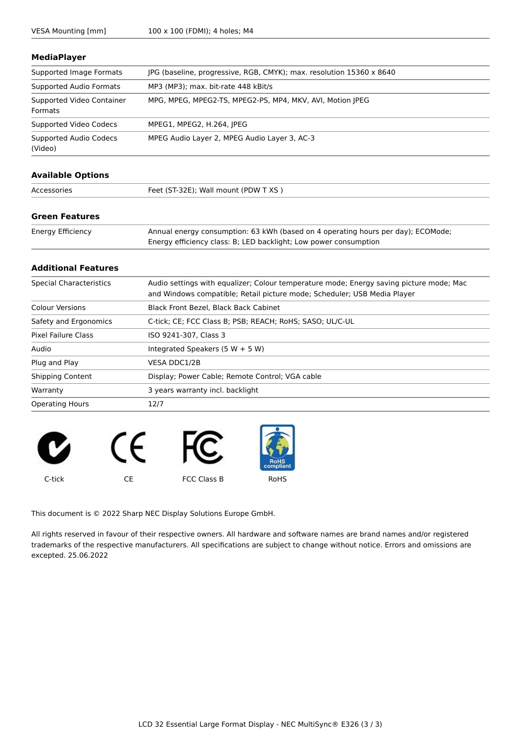| | |
|---|---|
| VESA Mounting [mm] | 100 x 100 (FDMI); 4 holes; M4 |

## MediaPlayer

| | |
|---|---|
| Supported Image Formats | JPG (baseline, progressive, RGB, CMYK); max. resolution 15360 x 8640 |
| Supported Audio Formats | MP3 (MP3); max. bit-rate 448 kBit/s |
| Supported Video Container Formats | MPG, MPEG, MPEG2-TS, MPEG2-PS, MP4, MKV, AVI, Motion JPEG |
| Supported Video Codecs | MPEG1, MPEG2, H.264, JPEG |
| Supported Audio Codecs (Video) | MPEG Audio Layer 2, MPEG Audio Layer 3, AC-3 |

## Available Options

| | |
|---|---|
| Accessories | Feet (ST-32E); Wall mount (PDW T XS ) |

## Green Features

| | |
|---|---|
| Energy Efficiency | Annual energy consumption: 63 kWh (based on 4 operating hours per day); ECOMode; Energy efficiency class: B; LED backlight; Low power consumption |

## Additional Features

| | |
|---|---|
| Special Characteristics | Audio settings with equalizer; Colour temperature mode; Energy saving picture mode; Mac and Windows compatible; Retail picture mode; Scheduler; USB Media Player |
| Colour Versions | Black Front Bezel, Black Back Cabinet |
| Safety and Ergonomics | C-tick; CE; FCC Class B; PSB; REACH; RoHS; SASO; UL/C-UL |
| Pixel Failure Class | ISO 9241-307, Class 3 |
| Audio | Integrated Speakers (5 W + 5 W) |
| Plug and Play | VESA DDC1/2B |
| Shipping Content | Display; Power Cable; Remote Control; VGA cable |
| Warranty | 3 years warranty incl. backlight |
| Operating Hours | 12/7 |

C-tick CE FCC Class B RoHS

This document is © 2022 Sharp NEC Display Solutions Europe GmbH.

All rights reserved in favour of their respective owners. All hardware and software names are brand names and/or registered trademarks of the respective manufacturers. All specifications are subject to change without notice. Errors and omissions are excepted. 25.06.2022